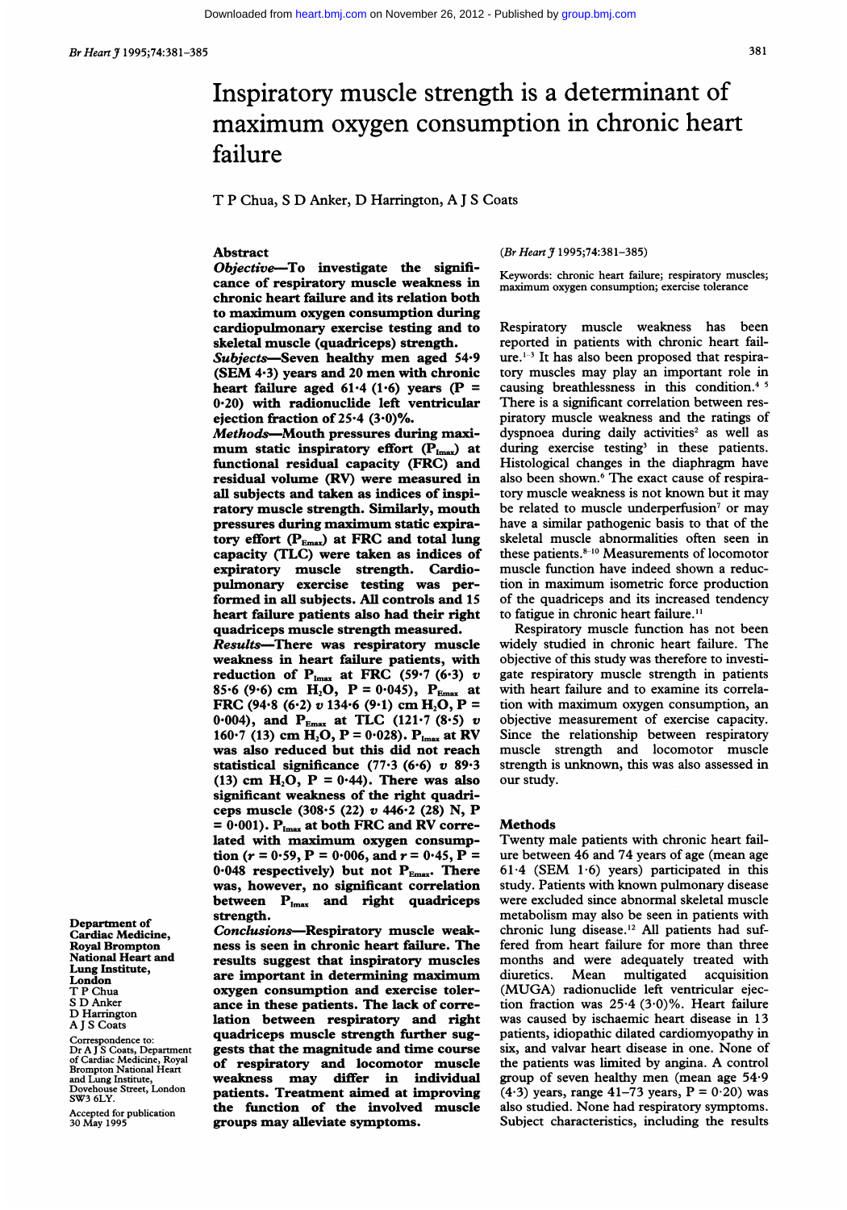# Inspiratory muscle strength is a determinant of maximum oxygen consumption in chronic heart failure

T P Chua, S D Anker, D Harrington, A J S Coats

## Abstract

**Objective**—To investigate the significance of respiratory muscle weakness in chronic heart failure and its relation both to maximum oxygen consumption during cardiopulmonary exercise testing and to skeletal muscle (quadriceps) strength.

**Subjects**—Seven healthy men aged 54·9 (SEM 4·3) years and 20 men with chronic heart failure aged 61·4 (1·6) years (P = 0·20) with radionuclide left ventricular ejection fraction of 25·4 (3·0)%.

**Methods**—Mouth pressures during maximum static inspiratory effort ($P_{Imax}$) at functional residual capacity (FRC) and residual volume (RV) were measured in all subjects and taken as indices of inspiratory muscle strength. Similarly, mouth pressures during maximum static expiratory effort ($P_{Emax}$) at FRC and total lung capacity (TLC) were taken as indices of expiratory muscle strength. Cardiopulmonary exercise testing was performed in all subjects. All controls and 15 heart failure patients also had their right quadriceps muscle strength measured.

**Results**—There was respiratory muscle weakness in heart failure patients, with reduction of $P_{Imax}$ at FRC (59·7 (6·3) *v* 85·6 (9·6) cm $H_2O$, P = 0·045), $P_{Emax}$ at FRC (94·8 (6·2) *v* 134·6 (9·1) cm $H_2O$, P = 0·004), and $P_{Emax}$ at TLC (121·7 (8·5) *v* 160·7 (13) cm $H_2O$, P = 0·028). $P_{Imax}$ at RV was also reduced but this did not reach statistical significance (77·3 (6·6) *v* 89·3 (13) cm $H_2O$, P = 0·44). There was also significant weakness of the right quadriceps muscle (308·5 (22) *v* 446·2 (28) N, P = 0·001). $P_{Imax}$ at both FRC and RV correlated with maximum oxygen consumption (*r* = 0·59, P = 0·006, and *r* = 0·45, P = 0·048 respectively) but not $P_{Emax}$. There was, however, no significant correlation between $P_{Imax}$ and right quadriceps strength.

**Conclusions**—Respiratory muscle weakness is seen in chronic heart failure. The results suggest that inspiratory muscles are important in determining maximum oxygen consumption and exercise tolerance in these patients. The lack of correlation between respiratory and right quadriceps muscle strength further suggests that the magnitude and time course of respiratory and locomotor muscle weakness may differ in individual patients. Treatment aimed at improving the function of the involved muscle groups may alleviate symptoms.

(*Br Heart J* 1995;74:381–385)

Keywords: chronic heart failure; respiratory muscles; maximum oxygen consumption; exercise tolerance

Department of Cardiac Medicine, Royal Brompton National Heart and Lung Institute, London
T P Chua
S D Anker
D Harrington
A J S Coats

Correspondence to: Dr A J S Coats, Department of Cardiac Medicine, Royal Brompton National Heart and Lung Institute, Dovehouse Street, London SW3 6LY.

Accepted for publication 30 May 1995

Respiratory muscle weakness has been reported in patients with chronic heart failure.[1–3] It has also been proposed that respiratory muscles may play an important role in causing breathlessness in this condition.[4 5] There is a significant correlation between respiratory muscle weakness and the ratings of dyspnoea during daily activities[2] as well as during exercise testing[3] in these patients. Histological changes in the diaphragm have also been shown.[6] The exact cause of respiratory muscle weakness is not known but it may be related to muscle underperfusion[7] or may have a similar pathogenic basis to that of the skeletal muscle abnormalities often seen in these patients.[8–10] Measurements of locomotor muscle function have indeed shown a reduction in maximum isometric force production of the quadriceps and its increased tendency to fatigue in chronic heart failure.[11]

Respiratory muscle function has not been widely studied in chronic heart failure. The objective of this study was therefore to investigate respiratory muscle strength in patients with heart failure and to examine its correlation with maximum oxygen consumption, an objective measurement of exercise capacity. Since the relationship between respiratory muscle strength and locomotor muscle strength is unknown, this was also assessed in our study.

## Methods

Twenty male patients with chronic heart failure between 46 and 74 years of age (mean age 61·4 (SEM 1·6) years) participated in this study. Patients with known pulmonary disease were excluded since abnormal skeletal muscle metabolism may also be seen in patients with chronic lung disease.[12] All patients had suffered from heart failure for more than three months and were adequately treated with diuretics. Mean multigated acquisition (MUGA) radionuclide left ventricular ejection fraction was 25·4 (3·0)%. Heart failure was caused by ischaemic heart disease in 13 patients, idiopathic dilated cardiomyopathy in six, and valvar heart disease in one. None of the patients was limited by angina. A control group of seven healthy men (mean age 54·9 (4·3) years, range 41–73 years, P = 0·20) was also studied. None had respiratory symptoms. Subject characteristics, including the results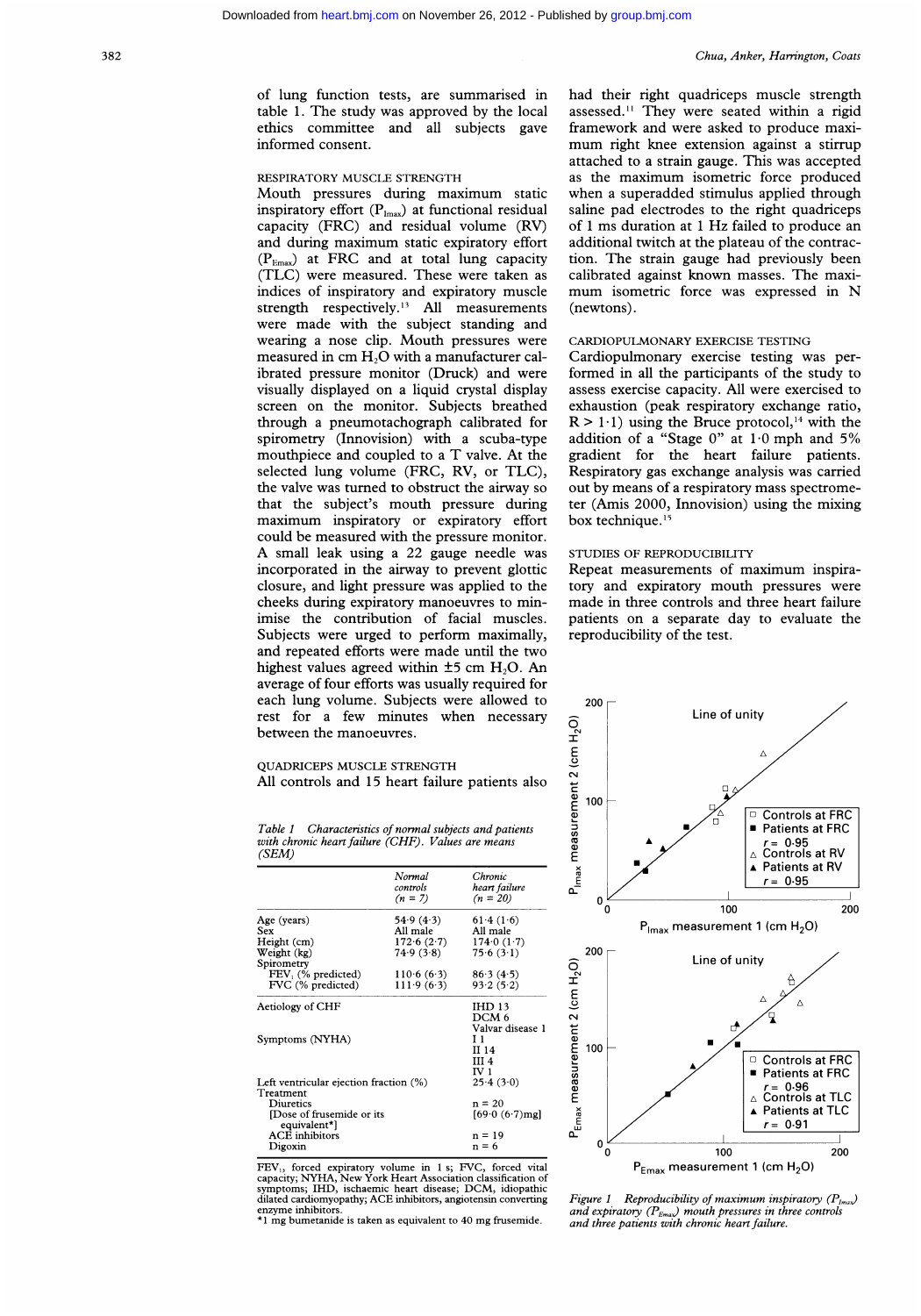of lung function tests, are summarised in table 1. The study was approved by the local ethics committee and all subjects gave informed consent.

### RESPIRATORY MUSCLE STRENGTH

Mouth pressures during maximum static inspiratory effort ($P_{Imax}$) at functional residual capacity (FRC) and residual volume (RV) and during maximum static expiratory effort ($P_{Emax}$) at FRC and at total lung capacity (TLC) were measured. These were taken as indices of inspiratory and expiratory muscle strength respectively.[13] All measurements were made with the subject standing and wearing a nose clip. Mouth pressures were measured in cm $H_2O$ with a manufacturer calibrated pressure monitor (Druck) and were visually displayed on a liquid crystal display screen on the monitor. Subjects breathed through a pneumotachograph calibrated for spirometry (Innovision) with a scuba-type mouthpiece and coupled to a T valve. At the selected lung volume (FRC, RV, or TLC), the valve was turned to obstruct the airway so that the subject's mouth pressure during maximum inspiratory or expiratory effort could be measured with the pressure monitor. A small leak using a 22 gauge needle was incorporated in the airway to prevent glottic closure, and light pressure was applied to the cheeks during expiratory manoeuvres to minimise the contribution of facial muscles. Subjects were urged to perform maximally, and repeated efforts were made until the two highest values agreed within ±5 cm $H_2O$. An average of four efforts was usually required for each lung volume. Subjects were allowed to rest for a few minutes when necessary between the manoeuvres.

### QUADRICEPS MUSCLE STRENGTH

All controls and 15 heart failure patients also had their right quadriceps muscle strength assessed.[11] They were seated within a rigid framework and were asked to produce maximum right knee extension against a stirrup attached to a strain gauge. This was accepted as the maximum isometric force produced when a superadded stimulus applied through saline pad electrodes to the right quadriceps of 1 ms duration at 1 Hz failed to produce an additional twitch at the plateau of the contraction. The strain gauge had previously been calibrated against known masses. The maximum isometric force was expressed in N (newtons).

### CARDIOPULMONARY EXERCISE TESTING

Cardiopulmonary exercise testing was performed in all the participants of the study to assess exercise capacity. All were exercised to exhaustion (peak respiratory exchange ratio, $R > 1{\cdot}1$) using the Bruce protocol,[14] with the addition of a "Stage 0" at 1·0 mph and 5% gradient for the heart failure patients. Respiratory gas exchange analysis was carried out by means of a respiratory mass spectrometer (Amis 2000, Innovision) using the mixing box technique.[15]

### STUDIES OF REPRODUCIBILITY

Repeat measurements of maximum inspiratory and expiratory mouth pressures were made in three controls and three heart failure patients on a separate day to evaluate the reproducibility of the test.

*Table 1 Characteristics of normal subjects and patients with chronic heart failure (CHF). Values are means (SEM)*

| | Normal controls (n = 7) | Chronic heart failure (n = 20) |
|---|---|---|
| Age (years) | 54·9 (4·3) | 61·4 (1·6) |
| Sex | All male | All male |
| Height (cm) | 172·6 (2·7) | 174·0 (1·7) |
| Weight (kg) | 74·9 (3·8) | 75·6 (3·1) |
| Spirometry | | |
| FEV$_1$ (% predicted) | 110·6 (6·3) | 86·3 (4·5) |
| FVC (% predicted) | 111·9 (6·3) | 93·2 (5·2) |
| Aetiology of CHF | | IHD 13<br>DCM 6<br>Valvar disease 1 |
| Symptoms (NYHA) | | I 1<br>II 14<br>III 4<br>IV 1 |
| Left ventricular ejection fraction (%) | | 25·4 (3·0) |
| Treatment | | |
| Diuretics | | n = 20 |
| [Dose of frusemide or its equivalent*] | | [69·0 (6·7)mg] |
| ACE inhibitors | | n = 19 |
| Digoxin | | n = 6 |

FEV$_1$, forced expiratory volume in 1 s; FVC, forced vital capacity; NYHA, New York Heart Association classification of symptoms; IHD, ischaemic heart disease; DCM, idiopathic dilated cardiomyopathy; ACE inhibitors, angiotensin converting enzyme inhibitors.
*1 mg bumetanide is taken as equivalent to 40 mg frusemide.

*Figure 1 Reproducibility of maximum inspiratory ($P_{Imax}$) and expiratory ($P_{Emax}$) mouth pressures in three controls and three patients with chronic heart failure.*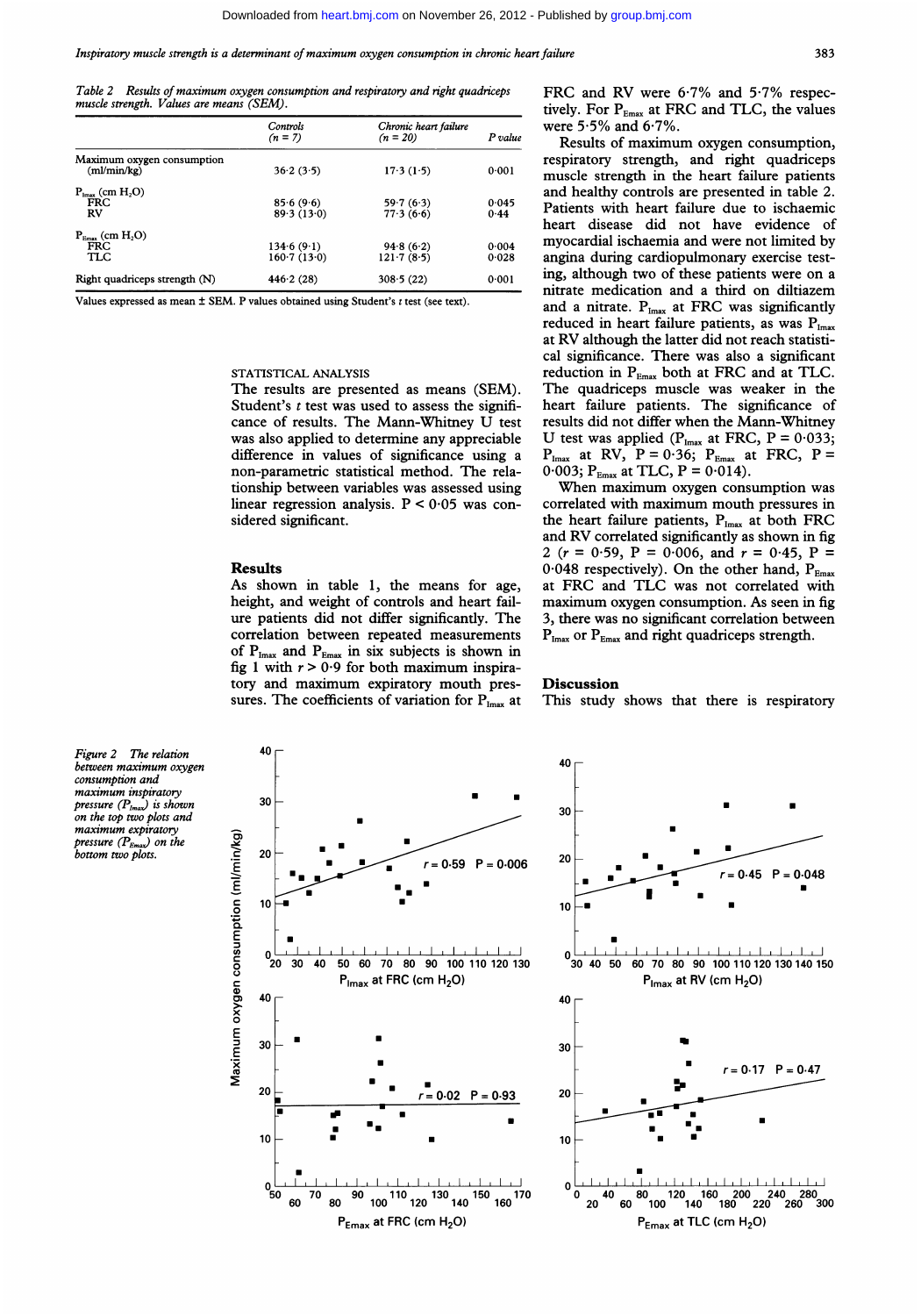Table 2 *Results of maximum oxygen consumption and respiratory and right quadriceps muscle strength. Values are means (SEM).*

| | Controls (n = 7) | Chronic heart failure (n = 20) | P value |
|---|---|---|---|
| Maximum oxygen consumption (ml/min/kg) | 36·2 (3·5) | 17·3 (1·5) | 0·001 |
| $P_{Imax}$ (cm $H_2O$) | | | |
| FRC | 85·6 (9·6) | 59·7 (6·3) | 0·045 |
| RV | 89·3 (13·0) | 77·3 (6·6) | 0·44 |
| $P_{Emax}$ (cm $H_2O$) | | | |
| FRC | 134·6 (9·1) | 94·8 (6·2) | 0·004 |
| TLC | 160·7 (13·0) | 121·7 (8·5) | 0·028 |
| Right quadriceps strength (N) | 446·2 (28) | 308·5 (22) | 0·001 |

Values expressed as mean ± SEM. P values obtained using Student's t test (see text).

STATISTICAL ANALYSIS

The results are presented as means (SEM). Student's t test was used to assess the significance of results. The Mann-Whitney U test was also applied to determine any appreciable difference in values of significance using a non-parametric statistical method. The relationship between variables was assessed using linear regression analysis. $P < 0·05$ was considered significant.

## Results

As shown in table 1, the means for age, height, and weight of controls and heart failure patients did not differ significantly. The correlation between repeated measurements of $P_{Imax}$ and $P_{Emax}$ in six subjects is shown in fig 1 with $r > 0·9$ for both maximum inspiratory and maximum expiratory mouth pressures. The coefficients of variation for $P_{Imax}$ at FRC and RV were 6·7% and 5·7% respectively. For $P_{Emax}$ at FRC and TLC, the values were 5·5% and 6·7%.

Results of maximum oxygen consumption, respiratory strength, and right quadriceps muscle strength in the heart failure patients and healthy controls are presented in table 2. Patients with heart failure due to ischaemic heart disease did not have evidence of myocardial ischaemia and were not limited by angina during cardiopulmonary exercise testing, although two of these patients were on a nitrate medication and a third on diltiazem and a nitrate. $P_{Imax}$ at FRC was significantly reduced in heart failure patients, as was $P_{Imax}$ at RV although the latter did not reach statistical significance. There was also a significant reduction in $P_{Emax}$ both at FRC and at TLC. The quadriceps muscle was weaker in the heart failure patients. The significance of results did not differ when the Mann-Whitney U test was applied ($P_{Imax}$ at FRC, P = 0·033; $P_{Imax}$ at RV, P = 0·36; $P_{Emax}$ at FRC, P = 0·003; $P_{Emax}$ at TLC, P = 0·014).

When maximum oxygen consumption was correlated with maximum mouth pressures in the heart failure patients, $P_{Imax}$ at both FRC and RV correlated significantly as shown in fig 2 ($r = 0·59$, $P = 0·006$, and $r = 0·45$, $P = 0·048$ respectively). On the other hand, $P_{Emax}$ at FRC and TLC was not correlated with maximum oxygen consumption. As seen in fig 3, there was no significant correlation between $P_{Imax}$ or $P_{Emax}$ and right quadriceps strength.

## Discussion

This study shows that there is respiratory

*Figure 2 The relation between maximum oxygen consumption and maximum inspiratory pressure ($P_{Imax}$) is shown on the top two plots and maximum expiratory pressure ($P_{Emax}$) on the bottom two plots.*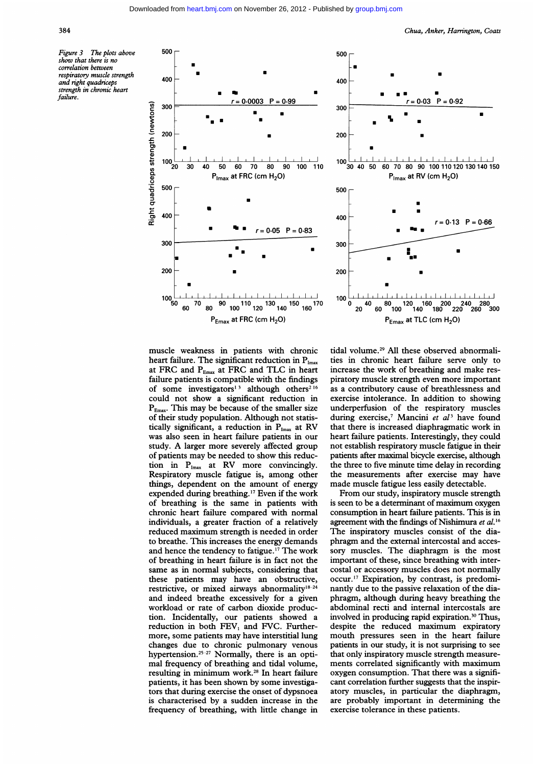*Figure 3 The plots above show that there is no correlation between respiratory muscle strength and right quadriceps strength in chronic heart failure.*

muscle weakness in patients with chronic heart failure. The significant reduction in $P_{Imax}$ at FRC and $P_{Emax}$ at FRC and TLC in heart failure patients is compatible with the findings of some investigators[1,3] although others[2,16] could not show a significant reduction in $P_{Emax}$. This may be because of the smaller size of their study population. Although not statistically significant, a reduction in $P_{Imax}$ at RV was also seen in heart failure patients in our study. A larger more severely affected group of patients may be needed to show this reduction in $P_{Imax}$ at RV more convincingly. Respiratory muscle fatigue is, among other things, dependent on the amount of energy expended during breathing.[17] Even if the work of breathing is the same in patients with chronic heart failure compared with normal individuals, a greater fraction of a relatively reduced maximum strength is needed in order to breathe. This increases the energy demands and hence the tendency to fatigue.[17] The work of breathing in heart failure is in fact not the same as in normal subjects, considering that these patients may have an obstructive, restrictive, or mixed airways abnormality[18-24] and indeed breathe excessively for a given workload or rate of carbon dioxide production. Incidentally, our patients showed a reduction in both $FEV_1$ and FVC. Furthermore, some patients may have interstitial lung changes due to chronic pulmonary venous hypertension.[25-27] Normally, there is an optimal frequency of breathing and tidal volume, resulting in minimum work.[28] In heart failure patients, it has been shown by some investigators that during exercise the onset of dypsnoea is characterised by a sudden increase in the frequency of breathing, with little change in tidal volume.[29] All these observed abnormalities in chronic heart failure serve only to increase the work of breathing and make respiratory muscle strength even more important as a contributory cause of breathlessness and exercise intolerance. In addition to showing underperfusion of the respiratory muscles during exercise,[7] Mancini *et al*[3] have found that there is increased diaphragmatic work in heart failure patients. Interestingly, they could not establish respiratory muscle fatigue in their patients after maximal bicycle exercise, although the three to five minute time delay in recording the measurements after exercise may have made muscle fatigue less easily detectable.

From our study, inspiratory muscle strength is seen to be a determinant of maximum oxygen consumption in heart failure patients. This is in agreement with the findings of Nishimura *et al*.[16] The inspiratory muscles consist of the diaphragm and the external intercostal and accessory muscles. The diaphragm is the most important of these, since breathing with intercostal or accessory muscles does not normally occur.[17] Expiration, by contrast, is predominantly due to the passive relaxation of the diaphragm, although during heavy breathing the abdominal recti and internal intercostals are involved in producing rapid expiration.[30] Thus, despite the reduced maximum expiratory mouth pressures seen in the heart failure patients in our study, it is not surprising to see that only inspiratory muscle strength measurements correlated significantly with maximum oxygen consumption. That there was a significant correlation further suggests that the inspiratory muscles, in particular the diaphragm, are probably important in determining the exercise tolerance in these patients.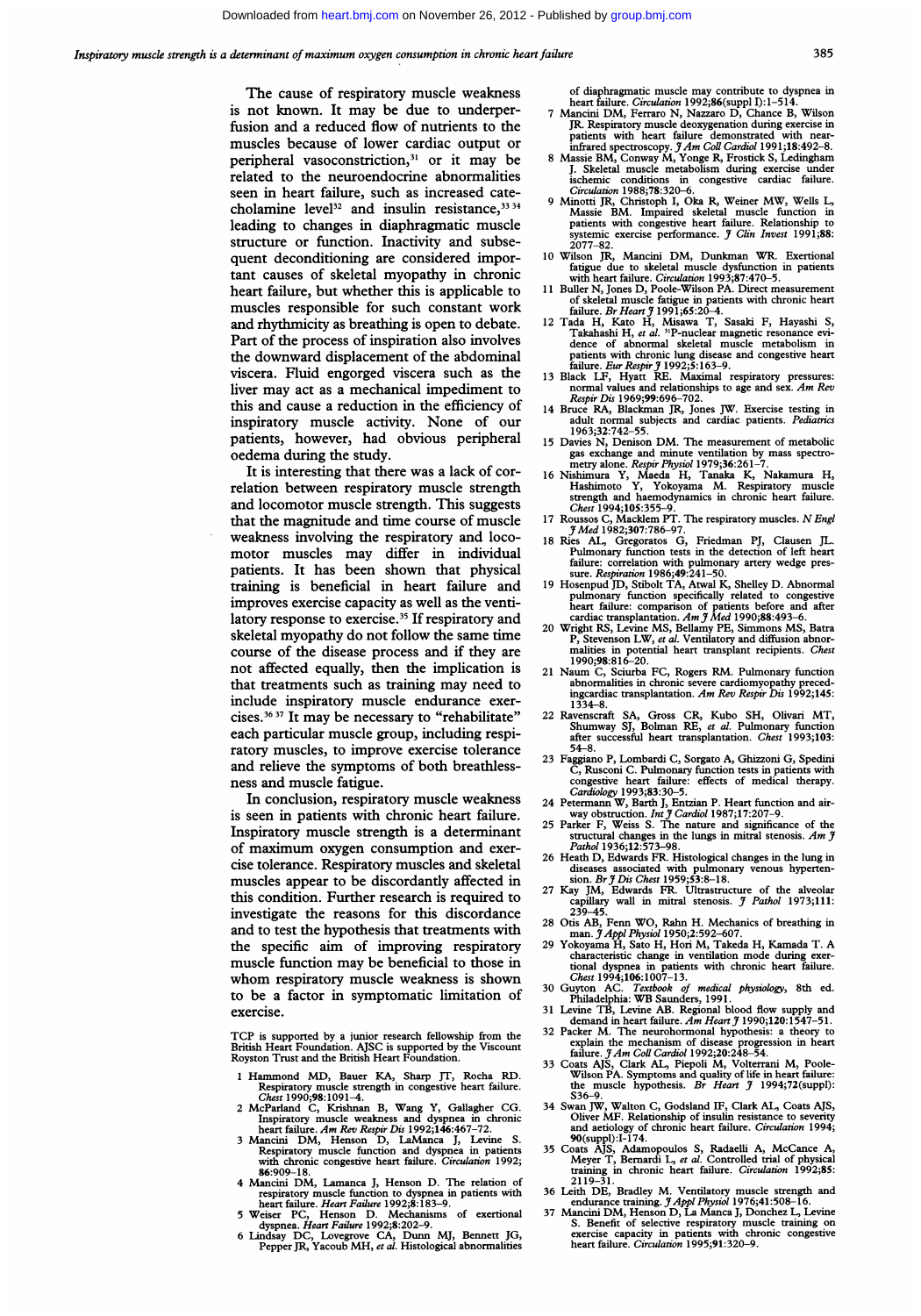The cause of respiratory muscle weakness is not known. It may be due to underperfusion and a reduced flow of nutrients to the muscles because of lower cardiac output or peripheral vasoconstriction,[31] or it may be related to the neuroendocrine abnormalities seen in heart failure, such as increased catecholamine level[32] and insulin resistance,[33 34] leading to changes in diaphragmatic muscle structure or function. Inactivity and subsequent deconditioning are considered important causes of skeletal myopathy in chronic heart failure, but whether this is applicable to muscles responsible for such constant work and rhythmicity as breathing is open to debate. Part of the process of inspiration also involves the downward displacement of the abdominal viscera. Fluid engorged viscera such as the liver may act as a mechanical impediment to this and cause a reduction in the efficiency of inspiratory muscle activity. None of our patients, however, had obvious peripheral oedema during the study.

It is interesting that there was a lack of correlation between respiratory muscle strength and locomotor muscle strength. This suggests that the magnitude and time course of muscle weakness involving the respiratory and locomotor muscles may differ in individual patients. It has been shown that physical training is beneficial in heart failure and improves exercise capacity as well as the ventilatory response to exercise.[35] If respiratory and skeletal myopathy do not follow the same time course of the disease process and if they are not affected equally, then the implication is that treatments such as training may need to include inspiratory muscle endurance exercises.[36 37] It may be necessary to "rehabilitate" each particular muscle group, including respiratory muscles, to improve exercise tolerance and relieve the symptoms of both breathlessness and muscle fatigue.

In conclusion, respiratory muscle weakness is seen in patients with chronic heart failure. Inspiratory muscle strength is a determinant of maximum oxygen consumption and exercise tolerance. Respiratory muscles and skeletal muscles appear to be discordantly affected in this condition. Further research is required to investigate the reasons for this discordance and to test the hypothesis that treatments with the specific aim of improving respiratory muscle function may be beneficial to those in whom respiratory muscle weakness is shown to be a factor in symptomatic limitation of exercise.

TCP is supported by a junior research fellowship from the British Heart Foundation. AJSC is supported by the Viscount Royston Trust and the British Heart Foundation.

1. Hammond MD, Bauer KA, Sharp JT, Rocha RD. Respiratory muscle strength in congestive heart failure. *Chest* 1990;**98**:1091–4.
2. McParland C, Krishnan B, Wang Y, Gallagher CG. Inspiratory muscle weakness and dyspnea in chronic heart failure. *Am Rev Respir Dis* 1992;**146**:467–72.
3. Mancini DM, Henson D, LaManca J, Levine S. Respiratory muscle function and dyspnea in patients with chronic congestive heart failure. *Circulation* 1992; **86**:909–18.
4. Mancini DM, Lamanca J, Henson D. The relation of respiratory muscle function to dyspnea in patients with heart failure. *Heart Failure* 1992;**8**:183–9.
5. Weiser PC, Henson D. Mechanisms of exertional dyspnea. *Heart Failure* 1992;**8**:202–9.
6. Lindsay DC, Lovegrove CA, Dunn MJ, Bennett JG, Pepper JR, Yacoub MH, *et al.* Histological abnormalities of diaphragmatic muscle may contribute to dyspnea in heart failure. *Circulation* 1992;**86**(suppl I):1–514.
7. Mancini DM, Ferraro N, Nazzaro D, Chance B, Wilson JR. Respiratory muscle deoxygenation during exercise in patients with heart failure demonstrated with near-infrared spectroscopy. *J Am Coll Cardiol* 1991;**18**:492–8.
8. Massie BM, Conway M, Yonge R, Frostick S, Ledingham J. Skeletal muscle metabolism during exercise under ischemic conditions in congestive cardiac failure. *Circulation* 1988;**78**:320–6.
9. Minotti JR, Christoph I, Oka R, Weiner MW, Wells L, Massie BM. Impaired skeletal muscle function in patients with congestive heart failure. Relationship to systemic exercise performance. *J Clin Invest* 1991;**88**: 2077–82.
10. Wilson JR, Mancini DM, Dunkman WR. Exertional fatigue due to skeletal muscle dysfunction in patients with heart failure. *Circulation* 1993;**87**:470–5.
11. Buller N, Jones D, Poole-Wilson PA. Direct measurement of skeletal muscle fatigue in patients with chronic heart failure. *Br Heart J* 1991;**65**:20–4.
12. Tada H, Kato H, Misawa T, Sasaki F, Hayashi S, Takahashi H, *et al.* [31]P-nuclear magnetic resonance evidence of abnormal skeletal muscle metabolism in patients with chronic lung disease and congestive heart failure. *Eur Respir J* 1992;**5**:163–9.
13. Black LF, Hyatt RE. Maximal respiratory pressures: normal values and relationships to age and sex. *Am Rev Respir Dis* 1969;**99**:696–702.
14. Bruce RA, Blackman JR, Jones JW. Exercise testing in adult normal subjects and cardiac patients. *Pediatrics* 1963;**32**:742–55.
15. Davies N, Denison DM. The measurement of metabolic gas exchange and minute ventilation by mass spectrometry alone. *Respir Physiol* 1979;**36**:261–7.
16. Nishimura Y, Maeda H, Tanaka K, Nakamura H, Hashimoto Y, Yokoyama M. Respiratory muscle strength and haemodynamics in chronic heart failure. *Chest* 1994;**105**:355–9.
17. Roussos C, Macklem PT. The respiratory muscles. *N Engl J Med* 1982;**307**:786–97.
18. Ries AL, Gregoratos G, Friedman PJ, Clausen JL. Pulmonary function tests in the detection of left heart failure: correlation with pulmonary artery wedge pressure. *Respiration* 1986;**49**:241–50.
19. Hosenpud JD, Stibolt TA, Atwal K, Shelley D. Abnormal pulmonary function specifically related to congestive heart failure: comparison of patients before and after cardiac transplantation. *Am J Med* 1990;**88**:493–6.
20. Wright RS, Levine MS, Bellamy PE, Simmons MS, Batra P, Stevenson LW, *et al.* Ventilatory and diffusion abnormalities in potential heart transplant recipients. *Chest* 1990;**98**:816–20.
21. Naum C, Sciurba FC, Rogers RM. Pulmonary function abnormalities in chronic severe cardiomyopathy precedingcardiac transplantation. *Am Rev Respir Dis* 1992;**145**: 1334–8.
22. Ravenscraft SA, Gross CR, Kubo SH, Olivari MT, Shumway SJ, Bolman RE, *et al.* Pulmonary function after successful heart transplantation. *Chest* 1993;**103**: 54–8.
23. Faggiano P, Lombardi C, Sorgato A, Ghizzoni G, Spedini C, Rusconi C. Pulmonary function tests in patients with congestive heart failure: effects of medical therapy. *Cardiology* 1993;**83**:30–5.
24. Petermann W, Barth J, Entzian P. Heart function and airway obstruction. *Int J Cardiol* 1987;**17**:207–9.
25. Parker F, Weiss S. The nature and significance of the structural changes in the lungs in mitral stenosis. *Am J Pathol* 1936;**12**:573–98.
26. Heath D, Edwards FR. Histological changes in the lung in diseases associated with pulmonary venous hypertension. *Br J Dis Chest* 1959;**53**:8–18.
27. Kay JM, Edwards FR. Ultrastructure of the alveolar capillary wall in mitral stenosis. *J Pathol* 1973;**111**: 239–45.
28. Otis AB, Fenn WO, Rahn H. Mechanics of breathing in man. *J Appl Physiol* 1950;**2**:592–607.
29. Yokoyama H, Sato H, Hori M, Takeda H, Kamada T. A characteristic change in ventilation mode during exertional dyspnea in patients with chronic heart failure. *Chest* 1994;**106**:1007–13.
30. Guyton AC. *Textbook of medical physiology*, 8th ed. Philadelphia: WB Saunders, 1991.
31. Levine TB, Levine AB. Regional blood flow supply and demand in heart failure. *Am Heart J* 1990;**120**:1547–51.
32. Packer M. The neurohormonal hypothesis: a theory to explain the mechanism of disease progression in heart failure. *J Am Coll Cardiol* 1992;**20**:248–54.
33. Coats AJS, Clark AL, Piepoli M, Volterrani M, Poole-Wilson PA. Symptoms and quality of life in heart failure: the muscle hypothesis. *Br Heart J* 1994;**72**(suppl): S36–9.
34. Swan JW, Walton C, Godsland IF, Clark AL, Coats AJS, Oliver MF. Relationship of insulin resistance to severity and aetiology of chronic heart failure. *Circulation* 1994; **90**(suppl):I-174.
35. Coats AJS, Adamopoulos S, Radaelli A, McCance A, Meyer T, Bernardi L, *et al.* Controlled trial of physical training in chronic heart failure. *Circulation* 1992;**85**: 2119–31.
36. Leith DE, Bradley M. Ventilatory muscle strength and endurance training. *J Appl Physiol* 1976;**41**:508–16.
37. Mancini DM, Henson D, La Manca J, Donchez L, Levine S. Benefit of selective respiratory muscle training on exercise capacity in patients with chronic congestive heart failure. *Circulation* 1995;**91**:320–9.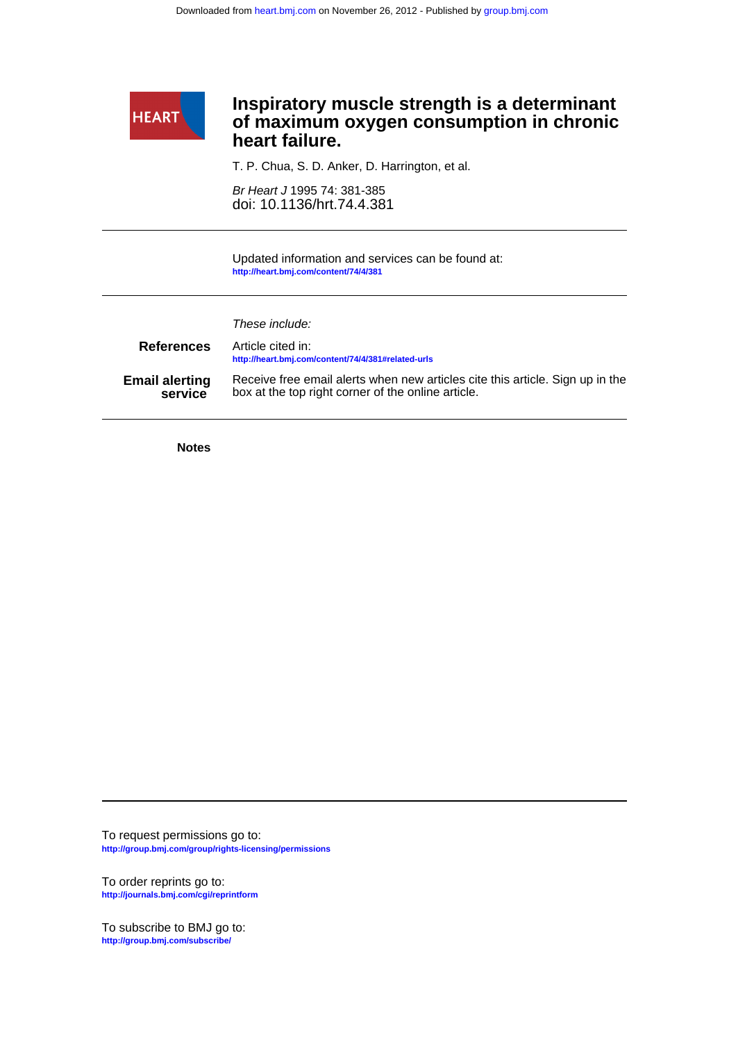Downloaded from heart.bmj.com on November 26, 2012 - Published by group.bmj.com

HEART

# Inspiratory muscle strength is a determinant of maximum oxygen consumption in chronic heart failure.

T. P. Chua, S. D. Anker, D. Harrington, et al.

*Br Heart J* 1995 74: 381-385
doi: 10.1136/hrt.74.4.381

Updated information and services can be found at:
**http://heart.bmj.com/content/74/4/381**

*These include:*

**References** Article cited in:
**http://heart.bmj.com/content/74/4/381#related-urls**

**Email alerting service** Receive free email alerts when new articles cite this article. Sign up in the box at the top right corner of the online article.

**Notes**

To request permissions go to:
**http://group.bmj.com/group/rights-licensing/permissions**

To order reprints go to:
**http://journals.bmj.com/cgi/reprintform**

To subscribe to BMJ go to:
**http://group.bmj.com/subscribe/**